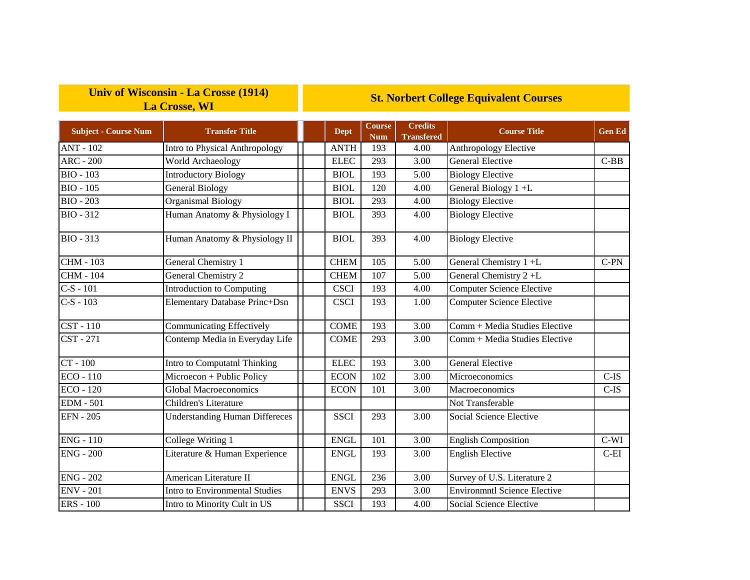| Univ of Wisconsin - La Crosse (1914) La Crosse, WI | | St. Norbert College Equivalent Courses | | | | |
|---|---|---|---|---|---|---|
| **Subject - Course Num** | **Transfer Title** | **Dept** | **Course Num** | **Credits Transfered** | **Course Title** | **Gen Ed** |
| ANT - 102 | Intro to Physical Anthropology | ANTH | 193 | 4.00 | Anthropology Elective | |
| ARC - 200 | World Archaeology | ELEC | 293 | 3.00 | General Elective | C-BB |
| BIO - 103 | Introductory Biology | BIOL | 193 | 5.00 | Biology Elective | |
| BIO - 105 | General Biology | BIOL | 120 | 4.00 | General Biology 1 +L | |
| BIO - 203 | Organismal Biology | BIOL | 293 | 4.00 | Biology Elective | |
| BIO - 312 | Human Anatomy & Physiology I | BIOL | 393 | 4.00 | Biology Elective | |
| BIO - 313 | Human Anatomy & Physiology II | BIOL | 393 | 4.00 | Biology Elective | |
| CHM - 103 | General Chemistry 1 | CHEM | 105 | 5.00 | General Chemistry 1 +L | C-PN |
| CHM - 104 | General Chemistry 2 | CHEM | 107 | 5.00 | General Chemistry 2 +L | |
| C-S - 101 | Introduction to Computing | CSCI | 193 | 4.00 | Computer Science Elective | |
| C-S - 103 | Elementary Database Princ+Dsn | CSCI | 193 | 1.00 | Computer Science Elective | |
| CST - 110 | Communicating Effectively | COME | 193 | 3.00 | Comm + Media Studies Elective | |
| CST - 271 | Contemp Media in Everyday Life | COME | 293 | 3.00 | Comm + Media Studies Elective | |
| CT - 100 | Intro to Computatnl Thinking | ELEC | 193 | 3.00 | General Elective | |
| ECO - 110 | Microecon + Public Policy | ECON | 102 | 3.00 | Microeconomics | C-IS |
| ECO - 120 | Global Macroeconomics | ECON | 101 | 3.00 | Macroeconomics | C-IS |
| EDM - 501 | Children's Literature | | | | Not Transferable | |
| EFN - 205 | Understanding Human Differeces | SSCI | 293 | 3.00 | Social Science Elective | |
| ENG - 110 | College Writing 1 | ENGL | 101 | 3.00 | English Composition | C-WI |
| ENG - 200 | Literature & Human Experience | ENGL | 193 | 3.00 | English Elective | C-EI |
| ENG - 202 | American Literature II | ENGL | 236 | 3.00 | Survey of U.S. Literature 2 | |
| ENV - 201 | Intro to Environmental Studies | ENVS | 293 | 3.00 | Environmntl Science Elective | |
| ERS - 100 | Intro to Minority Cult in US | SSCI | 193 | 4.00 | Social Science Elective | |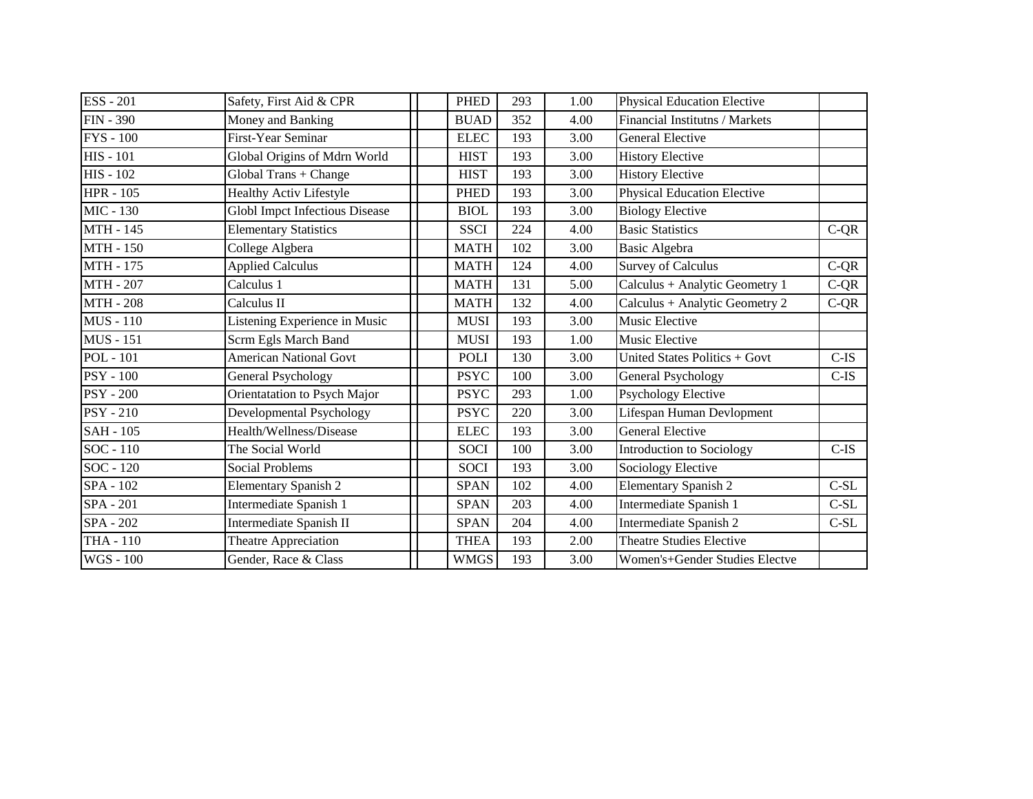| | | | | | | | | |
|---|---|---|---|---|---|---|---|---|
| ESS - 201 | Safety, First Aid & CPR | | | PHED | 293 | 1.00 | Physical Education Elective | |
| FIN - 390 | Money and Banking | | | BUAD | 352 | 4.00 | Financial Institutns / Markets | |
| FYS - 100 | First-Year Seminar | | | ELEC | 193 | 3.00 | General Elective | |
| HIS - 101 | Global Origins of Mdrn World | | | HIST | 193 | 3.00 | History Elective | |
| HIS - 102 | Global Trans + Change | | | HIST | 193 | 3.00 | History Elective | |
| HPR - 105 | Healthy Activ Lifestyle | | | PHED | 193 | 3.00 | Physical Education Elective | |
| MIC - 130 | Globl Impct Infectious Disease | | | BIOL | 193 | 3.00 | Biology Elective | |
| MTH - 145 | Elementary Statistics | | | SSCI | 224 | 4.00 | Basic Statistics | C-QR |
| MTH - 150 | College Algbera | | | MATH | 102 | 3.00 | Basic Algebra | |
| MTH - 175 | Applied Calculus | | | MATH | 124 | 4.00 | Survey of Calculus | C-QR |
| MTH - 207 | Calculus 1 | | | MATH | 131 | 5.00 | Calculus + Analytic Geometry 1 | C-QR |
| MTH - 208 | Calculus II | | | MATH | 132 | 4.00 | Calculus + Analytic Geometry 2 | C-QR |
| MUS - 110 | Listening Experience in Music | | | MUSI | 193 | 3.00 | Music Elective | |
| MUS - 151 | Scrm Egls March Band | | | MUSI | 193 | 1.00 | Music Elective | |
| POL - 101 | American National Govt | | | POLI | 130 | 3.00 | United States Politics + Govt | C-IS |
| PSY - 100 | General Psychology | | | PSYC | 100 | 3.00 | General Psychology | C-IS |
| PSY - 200 | Orientatation to Psych Major | | | PSYC | 293 | 1.00 | Psychology Elective | |
| PSY - 210 | Developmental Psychology | | | PSYC | 220 | 3.00 | Lifespan Human Devlopment | |
| SAH - 105 | Health/Wellness/Disease | | | ELEC | 193 | 3.00 | General Elective | |
| SOC - 110 | The Social World | | | SOCI | 100 | 3.00 | Introduction to Sociology | C-IS |
| SOC - 120 | Social Problems | | | SOCI | 193 | 3.00 | Sociology Elective | |
| SPA - 102 | Elementary Spanish 2 | | | SPAN | 102 | 4.00 | Elementary Spanish 2 | C-SL |
| SPA - 201 | Intermediate Spanish 1 | | | SPAN | 203 | 4.00 | Intermediate Spanish 1 | C-SL |
| SPA - 202 | Intermediate Spanish II | | | SPAN | 204 | 4.00 | Intermediate Spanish 2 | C-SL |
| THA - 110 | Theatre Appreciation | | | THEA | 193 | 2.00 | Theatre Studies Elective | |
| WGS - 100 | Gender, Race & Class | | | WMGS | 193 | 3.00 | Women's+Gender Studies Electve | |